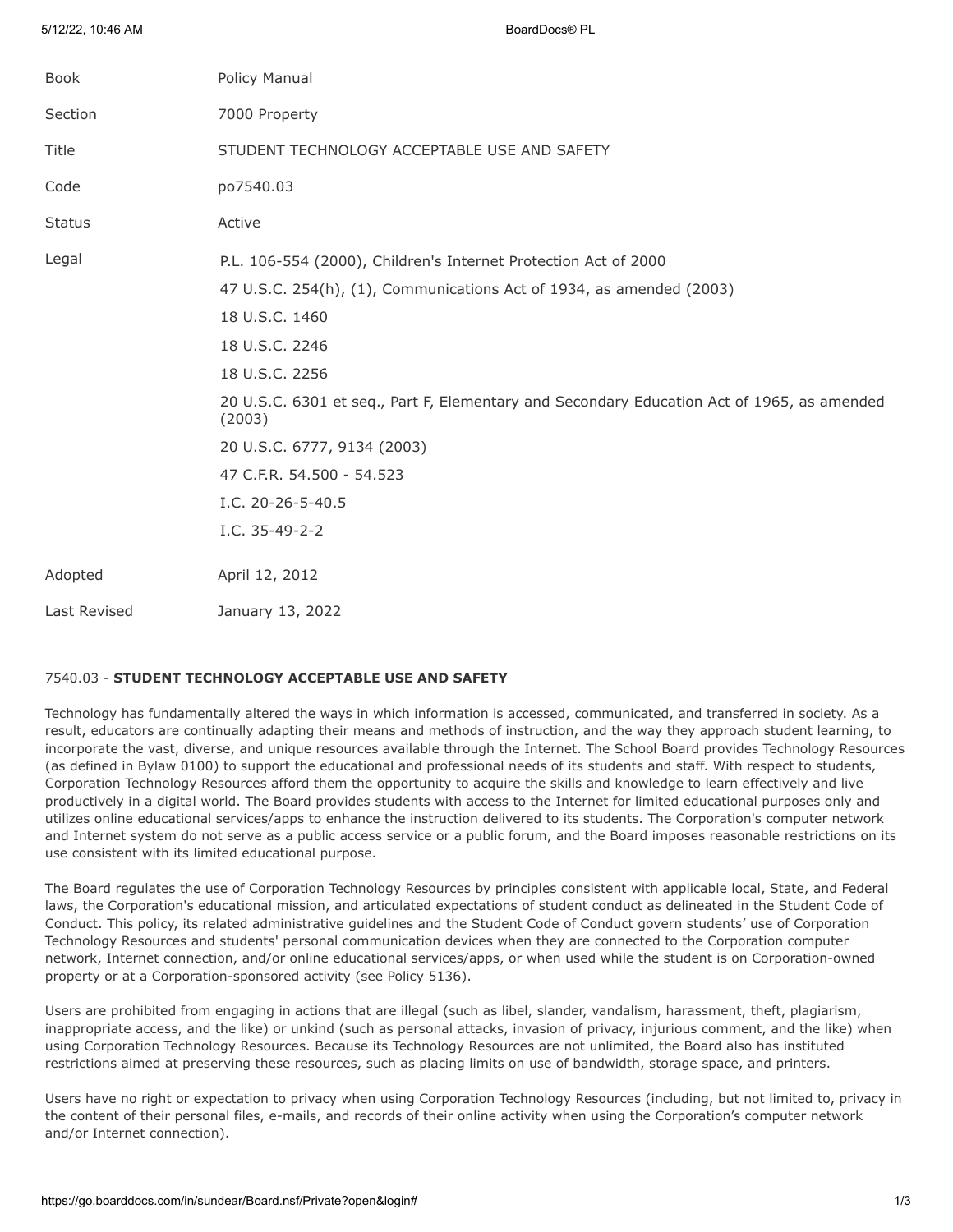| | |
|---|---|
| Book | Policy Manual |
| Section | 7000 Property |
| Title | STUDENT TECHNOLOGY ACCEPTABLE USE AND SAFETY |
| Code | po7540.03 |
| Status | Active |
| Legal | P.L. 106-554 (2000), Children's Internet Protection Act of 2000<br>47 U.S.C. 254(h), (1), Communications Act of 1934, as amended (2003)<br>18 U.S.C. 1460<br>18 U.S.C. 2246<br>18 U.S.C. 2256<br>20 U.S.C. 6301 et seq., Part F, Elementary and Secondary Education Act of 1965, as amended (2003)<br>20 U.S.C. 6777, 9134 (2003)<br>47 C.F.R. 54.500 - 54.523<br>I.C. 20-26-5-40.5<br>I.C. 35-49-2-2 |
| Adopted | April 12, 2012 |
| Last Revised | January 13, 2022 |

## 7540.03 - **STUDENT TECHNOLOGY ACCEPTABLE USE AND SAFETY**

Technology has fundamentally altered the ways in which information is accessed, communicated, and transferred in society. As a result, educators are continually adapting their means and methods of instruction, and the way they approach student learning, to incorporate the vast, diverse, and unique resources available through the Internet. The School Board provides Technology Resources (as defined in Bylaw 0100) to support the educational and professional needs of its students and staff. With respect to students, Corporation Technology Resources afford them the opportunity to acquire the skills and knowledge to learn effectively and live productively in a digital world. The Board provides students with access to the Internet for limited educational purposes only and utilizes online educational services/apps to enhance the instruction delivered to its students. The Corporation's computer network and Internet system do not serve as a public access service or a public forum, and the Board imposes reasonable restrictions on its use consistent with its limited educational purpose.

The Board regulates the use of Corporation Technology Resources by principles consistent with applicable local, State, and Federal laws, the Corporation's educational mission, and articulated expectations of student conduct as delineated in the Student Code of Conduct. This policy, its related administrative guidelines and the Student Code of Conduct govern students' use of Corporation Technology Resources and students' personal communication devices when they are connected to the Corporation computer network, Internet connection, and/or online educational services/apps, or when used while the student is on Corporation-owned property or at a Corporation-sponsored activity (see Policy 5136).

Users are prohibited from engaging in actions that are illegal (such as libel, slander, vandalism, harassment, theft, plagiarism, inappropriate access, and the like) or unkind (such as personal attacks, invasion of privacy, injurious comment, and the like) when using Corporation Technology Resources. Because its Technology Resources are not unlimited, the Board also has instituted restrictions aimed at preserving these resources, such as placing limits on use of bandwidth, storage space, and printers.

Users have no right or expectation to privacy when using Corporation Technology Resources (including, but not limited to, privacy in the content of their personal files, e-mails, and records of their online activity when using the Corporation's computer network and/or Internet connection).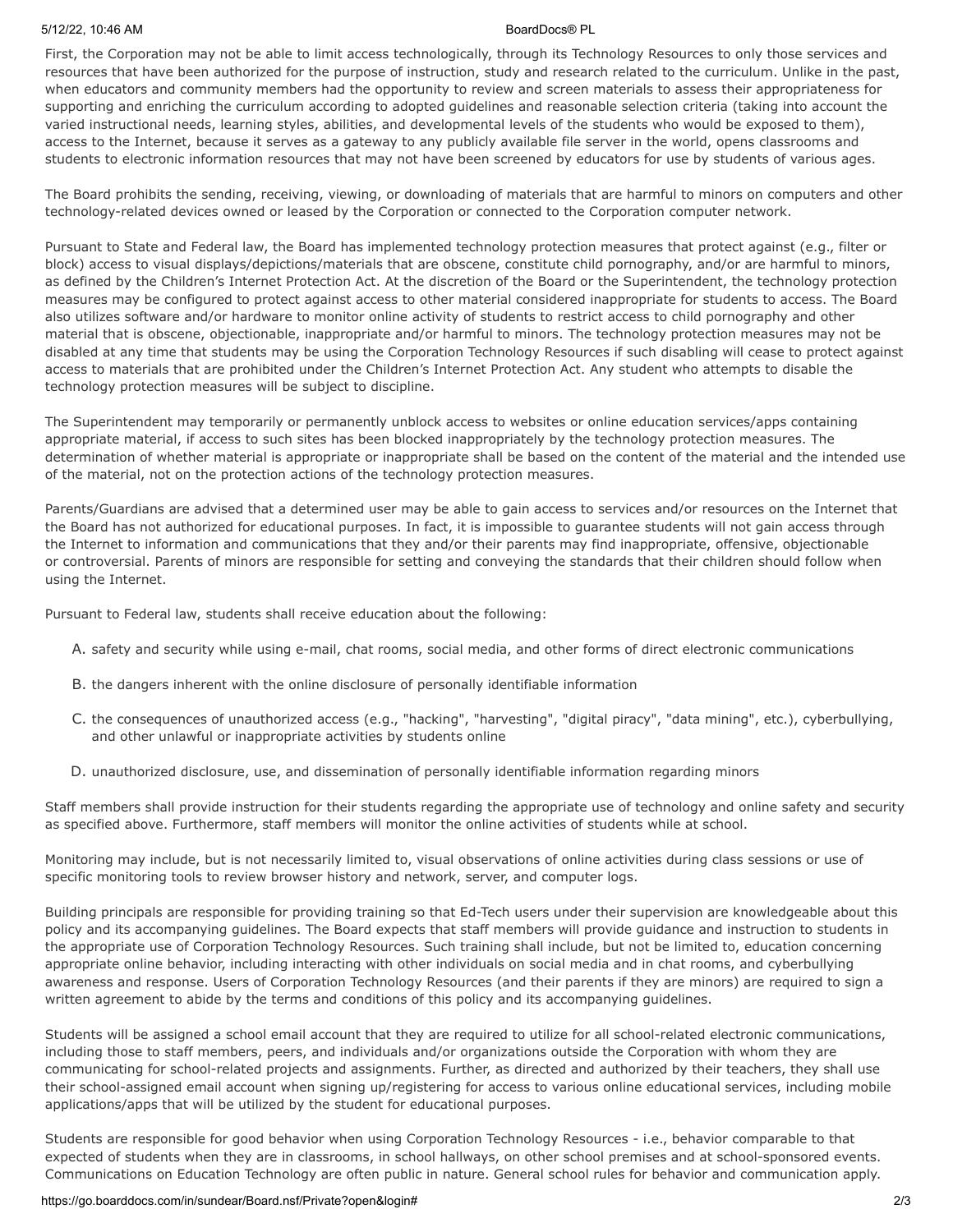First, the Corporation may not be able to limit access technologically, through its Technology Resources to only those services and resources that have been authorized for the purpose of instruction, study and research related to the curriculum. Unlike in the past, when educators and community members had the opportunity to review and screen materials to assess their appropriateness for supporting and enriching the curriculum according to adopted guidelines and reasonable selection criteria (taking into account the varied instructional needs, learning styles, abilities, and developmental levels of the students who would be exposed to them), access to the Internet, because it serves as a gateway to any publicly available file server in the world, opens classrooms and students to electronic information resources that may not have been screened by educators for use by students of various ages.

The Board prohibits the sending, receiving, viewing, or downloading of materials that are harmful to minors on computers and other technology-related devices owned or leased by the Corporation or connected to the Corporation computer network.

Pursuant to State and Federal law, the Board has implemented technology protection measures that protect against (e.g., filter or block) access to visual displays/depictions/materials that are obscene, constitute child pornography, and/or are harmful to minors, as defined by the Children's Internet Protection Act. At the discretion of the Board or the Superintendent, the technology protection measures may be configured to protect against access to other material considered inappropriate for students to access. The Board also utilizes software and/or hardware to monitor online activity of students to restrict access to child pornography and other material that is obscene, objectionable, inappropriate and/or harmful to minors. The technology protection measures may not be disabled at any time that students may be using the Corporation Technology Resources if such disabling will cease to protect against access to materials that are prohibited under the Children's Internet Protection Act. Any student who attempts to disable the technology protection measures will be subject to discipline.

The Superintendent may temporarily or permanently unblock access to websites or online education services/apps containing appropriate material, if access to such sites has been blocked inappropriately by the technology protection measures. The determination of whether material is appropriate or inappropriate shall be based on the content of the material and the intended use of the material, not on the protection actions of the technology protection measures.

Parents/Guardians are advised that a determined user may be able to gain access to services and/or resources on the Internet that the Board has not authorized for educational purposes. In fact, it is impossible to guarantee students will not gain access through the Internet to information and communications that they and/or their parents may find inappropriate, offensive, objectionable or controversial. Parents of minors are responsible for setting and conveying the standards that their children should follow when using the Internet.

Pursuant to Federal law, students shall receive education about the following:

A. safety and security while using e-mail, chat rooms, social media, and other forms of direct electronic communications

B. the dangers inherent with the online disclosure of personally identifiable information

C. the consequences of unauthorized access (e.g., "hacking", "harvesting", "digital piracy", "data mining", etc.), cyberbullying, and other unlawful or inappropriate activities by students online

D. unauthorized disclosure, use, and dissemination of personally identifiable information regarding minors

Staff members shall provide instruction for their students regarding the appropriate use of technology and online safety and security as specified above. Furthermore, staff members will monitor the online activities of students while at school.

Monitoring may include, but is not necessarily limited to, visual observations of online activities during class sessions or use of specific monitoring tools to review browser history and network, server, and computer logs.

Building principals are responsible for providing training so that Ed-Tech users under their supervision are knowledgeable about this policy and its accompanying guidelines. The Board expects that staff members will provide guidance and instruction to students in the appropriate use of Corporation Technology Resources. Such training shall include, but not be limited to, education concerning appropriate online behavior, including interacting with other individuals on social media and in chat rooms, and cyberbullying awareness and response. Users of Corporation Technology Resources (and their parents if they are minors) are required to sign a written agreement to abide by the terms and conditions of this policy and its accompanying guidelines.

Students will be assigned a school email account that they are required to utilize for all school-related electronic communications, including those to staff members, peers, and individuals and/or organizations outside the Corporation with whom they are communicating for school-related projects and assignments. Further, as directed and authorized by their teachers, they shall use their school-assigned email account when signing up/registering for access to various online educational services, including mobile applications/apps that will be utilized by the student for educational purposes.

Students are responsible for good behavior when using Corporation Technology Resources - i.e., behavior comparable to that expected of students when they are in classrooms, in school hallways, on other school premises and at school-sponsored events. Communications on Education Technology are often public in nature. General school rules for behavior and communication apply.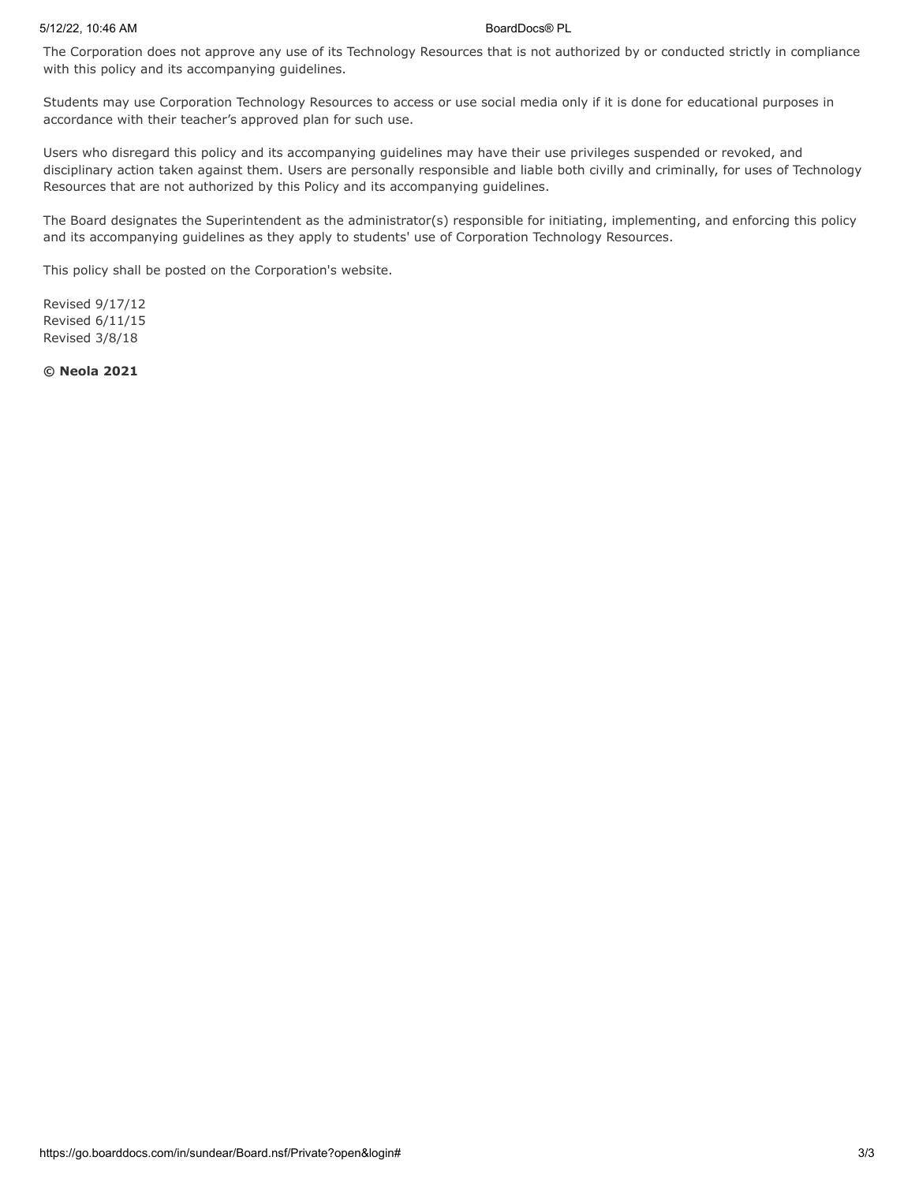The Corporation does not approve any use of its Technology Resources that is not authorized by or conducted strictly in compliance with this policy and its accompanying guidelines.

Students may use Corporation Technology Resources to access or use social media only if it is done for educational purposes in accordance with their teacher's approved plan for such use.

Users who disregard this policy and its accompanying guidelines may have their use privileges suspended or revoked, and disciplinary action taken against them. Users are personally responsible and liable both civilly and criminally, for uses of Technology Resources that are not authorized by this Policy and its accompanying guidelines.

The Board designates the Superintendent as the administrator(s) responsible for initiating, implementing, and enforcing this policy and its accompanying guidelines as they apply to students' use of Corporation Technology Resources.

This policy shall be posted on the Corporation's website.

Revised 9/17/12
Revised 6/11/15
Revised 3/8/18

**© Neola 2021**